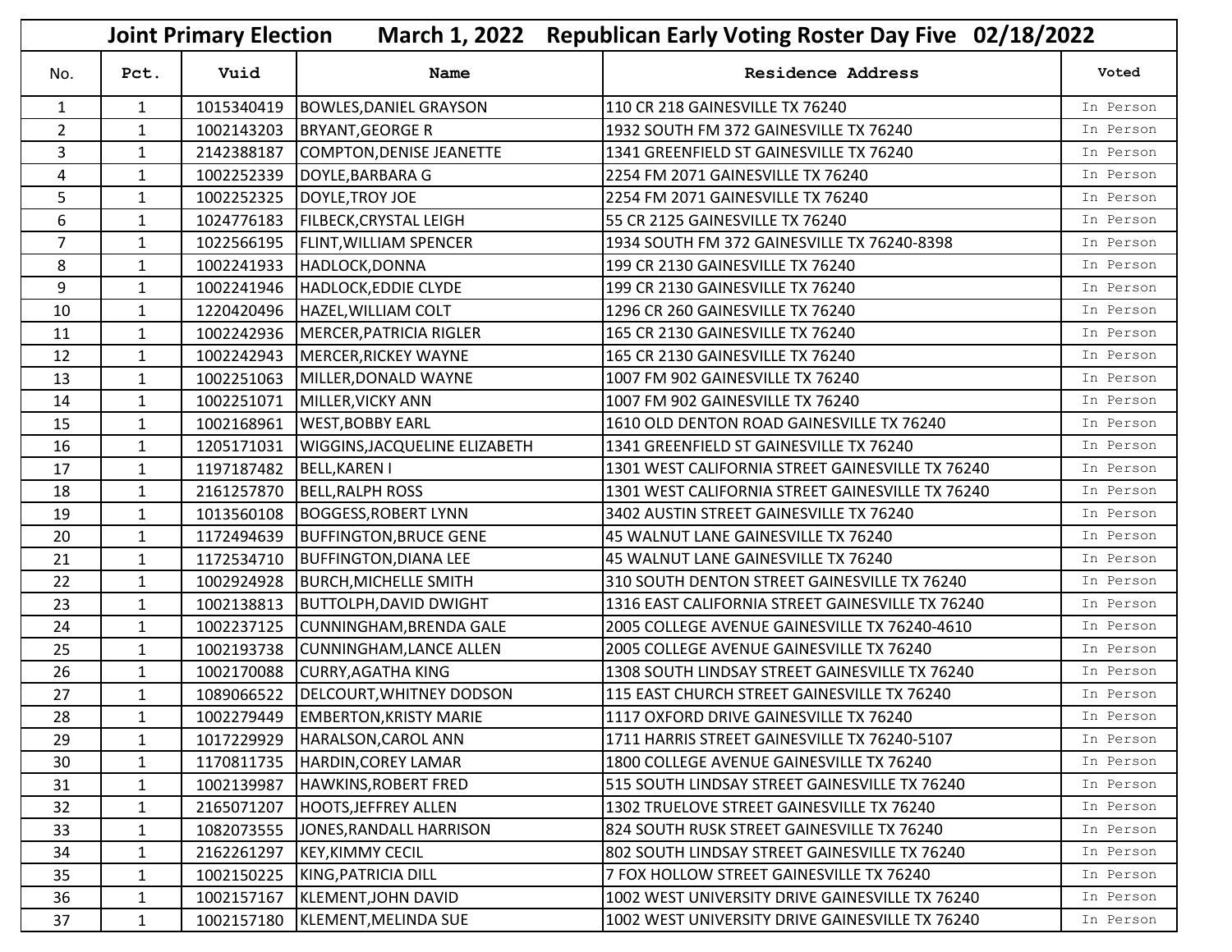# Joint Primary Election    March 1, 2022    Republican Early Voting Roster Day Five    02/18/2022

| No. | Pct. | Vuid | Name | Residence Address | Voted |
|---|---|---|---|---|---|
| 1 | 1 | 1015340419 | BOWLES,DANIEL GRAYSON | 110 CR 218 GAINESVILLE TX 76240 | In Person |
| 2 | 1 | 1002143203 | BRYANT,GEORGE R | 1932 SOUTH FM 372 GAINESVILLE TX 76240 | In Person |
| 3 | 1 | 2142388187 | COMPTON,DENISE JEANETTE | 1341 GREENFIELD ST GAINESVILLE TX 76240 | In Person |
| 4 | 1 | 1002252339 | DOYLE,BARBARA G | 2254 FM 2071 GAINESVILLE TX 76240 | In Person |
| 5 | 1 | 1002252325 | DOYLE,TROY JOE | 2254 FM 2071 GAINESVILLE TX 76240 | In Person |
| 6 | 1 | 1024776183 | FILBECK,CRYSTAL LEIGH | 55 CR 2125 GAINESVILLE TX 76240 | In Person |
| 7 | 1 | 1022566195 | FLINT,WILLIAM SPENCER | 1934 SOUTH FM 372 GAINESVILLE TX 76240-8398 | In Person |
| 8 | 1 | 1002241933 | HADLOCK,DONNA | 199 CR 2130 GAINESVILLE TX 76240 | In Person |
| 9 | 1 | 1002241946 | HADLOCK,EDDIE CLYDE | 199 CR 2130 GAINESVILLE TX 76240 | In Person |
| 10 | 1 | 1220420496 | HAZEL,WILLIAM COLT | 1296 CR 260 GAINESVILLE TX 76240 | In Person |
| 11 | 1 | 1002242936 | MERCER,PATRICIA RIGLER | 165 CR 2130 GAINESVILLE TX 76240 | In Person |
| 12 | 1 | 1002242943 | MERCER,RICKEY WAYNE | 165 CR 2130 GAINESVILLE TX 76240 | In Person |
| 13 | 1 | 1002251063 | MILLER,DONALD WAYNE | 1007 FM 902 GAINESVILLE TX 76240 | In Person |
| 14 | 1 | 1002251071 | MILLER,VICKY ANN | 1007 FM 902 GAINESVILLE TX 76240 | In Person |
| 15 | 1 | 1002168961 | WEST,BOBBY EARL | 1610 OLD DENTON ROAD GAINESVILLE TX 76240 | In Person |
| 16 | 1 | 1205171031 | WIGGINS,JACQUELINE ELIZABETH | 1341 GREENFIELD ST GAINESVILLE TX 76240 | In Person |
| 17 | 1 | 1197187482 | BELL,KAREN I | 1301 WEST CALIFORNIA STREET GAINESVILLE TX 76240 | In Person |
| 18 | 1 | 2161257870 | BELL,RALPH ROSS | 1301 WEST CALIFORNIA STREET GAINESVILLE TX 76240 | In Person |
| 19 | 1 | 1013560108 | BOGGESS,ROBERT LYNN | 3402 AUSTIN STREET GAINESVILLE TX 76240 | In Person |
| 20 | 1 | 1172494639 | BUFFINGTON,BRUCE GENE | 45 WALNUT LANE GAINESVILLE TX 76240 | In Person |
| 21 | 1 | 1172534710 | BUFFINGTON,DIANA LEE | 45 WALNUT LANE GAINESVILLE TX 76240 | In Person |
| 22 | 1 | 1002924928 | BURCH,MICHELLE SMITH | 310 SOUTH DENTON STREET GAINESVILLE TX 76240 | In Person |
| 23 | 1 | 1002138813 | BUTTOLPH,DAVID DWIGHT | 1316 EAST CALIFORNIA STREET GAINESVILLE TX 76240 | In Person |
| 24 | 1 | 1002237125 | CUNNINGHAM,BRENDA GALE | 2005 COLLEGE AVENUE GAINESVILLE TX 76240-4610 | In Person |
| 25 | 1 | 1002193738 | CUNNINGHAM,LANCE ALLEN | 2005 COLLEGE AVENUE GAINESVILLE TX 76240 | In Person |
| 26 | 1 | 1002170088 | CURRY,AGATHA KING | 1308 SOUTH LINDSAY STREET GAINESVILLE TX 76240 | In Person |
| 27 | 1 | 1089066522 | DELCOURT,WHITNEY DODSON | 115 EAST CHURCH STREET GAINESVILLE TX 76240 | In Person |
| 28 | 1 | 1002279449 | EMBERTON,KRISTY MARIE | 1117 OXFORD DRIVE GAINESVILLE TX 76240 | In Person |
| 29 | 1 | 1017229929 | HARALSON,CAROL ANN | 1711 HARRIS STREET GAINESVILLE TX 76240-5107 | In Person |
| 30 | 1 | 1170811735 | HARDIN,COREY LAMAR | 1800 COLLEGE AVENUE GAINESVILLE TX 76240 | In Person |
| 31 | 1 | 1002139987 | HAWKINS,ROBERT FRED | 515 SOUTH LINDSAY STREET GAINESVILLE TX 76240 | In Person |
| 32 | 1 | 2165071207 | HOOTS,JEFFREY ALLEN | 1302 TRUELOVE STREET GAINESVILLE TX 76240 | In Person |
| 33 | 1 | 1082073555 | JONES,RANDALL HARRISON | 824 SOUTH RUSK STREET GAINESVILLE TX 76240 | In Person |
| 34 | 1 | 2162261297 | KEY,KIMMY CECIL | 802 SOUTH LINDSAY STREET GAINESVILLE TX 76240 | In Person |
| 35 | 1 | 1002150225 | KING,PATRICIA DILL | 7 FOX HOLLOW STREET GAINESVILLE TX 76240 | In Person |
| 36 | 1 | 1002157167 | KLEMENT,JOHN DAVID | 1002 WEST UNIVERSITY DRIVE GAINESVILLE TX 76240 | In Person |
| 37 | 1 | 1002157180 | KLEMENT,MELINDA SUE | 1002 WEST UNIVERSITY DRIVE GAINESVILLE TX 76240 | In Person |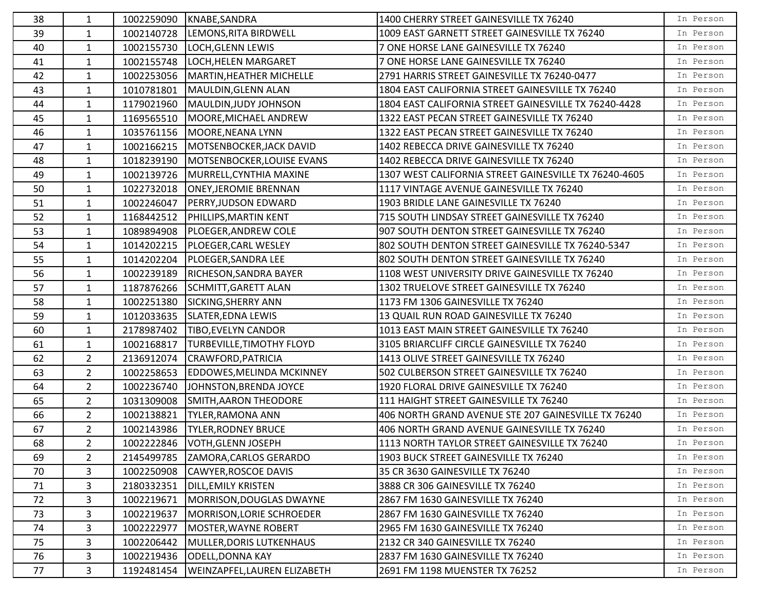| | | | | | |
|---|---|---|---|---|---|
| 38 | 1 | 1002259090 | KNABE,SANDRA | 1400 CHERRY STREET GAINESVILLE TX 76240 | In Person |
| 39 | 1 | 1002140728 | LEMONS,RITA BIRDWELL | 1009 EAST GARNETT STREET GAINESVILLE TX 76240 | In Person |
| 40 | 1 | 1002155730 | LOCH,GLENN LEWIS | 7 ONE HORSE LANE GAINESVILLE TX 76240 | In Person |
| 41 | 1 | 1002155748 | LOCH,HELEN MARGARET | 7 ONE HORSE LANE GAINESVILLE TX 76240 | In Person |
| 42 | 1 | 1002253056 | MARTIN,HEATHER MICHELLE | 2791 HARRIS STREET GAINESVILLE TX 76240-0477 | In Person |
| 43 | 1 | 1010781801 | MAULDIN,GLENN ALAN | 1804 EAST CALIFORNIA STREET GAINESVILLE TX 76240 | In Person |
| 44 | 1 | 1179021960 | MAULDIN,JUDY JOHNSON | 1804 EAST CALIFORNIA STREET GAINESVILLE TX 76240-4428 | In Person |
| 45 | 1 | 1169565510 | MOORE,MICHAEL ANDREW | 1322 EAST PECAN STREET GAINESVILLE TX 76240 | In Person |
| 46 | 1 | 1035761156 | MOORE,NEANA LYNN | 1322 EAST PECAN STREET GAINESVILLE TX 76240 | In Person |
| 47 | 1 | 1002166215 | MOTSENBOCKER,JACK DAVID | 1402 REBECCA DRIVE GAINESVILLE TX 76240 | In Person |
| 48 | 1 | 1018239190 | MOTSENBOCKER,LOUISE EVANS | 1402 REBECCA DRIVE GAINESVILLE TX 76240 | In Person |
| 49 | 1 | 1002139726 | MURRELL,CYNTHIA MAXINE | 1307 WEST CALIFORNIA STREET GAINESVILLE TX 76240-4605 | In Person |
| 50 | 1 | 1022732018 | ONEY,JEROMIE BRENNAN | 1117 VINTAGE AVENUE GAINESVILLE TX 76240 | In Person |
| 51 | 1 | 1002246047 | PERRY,JUDSON EDWARD | 1903 BRIDLE LANE GAINESVILLE TX 76240 | In Person |
| 52 | 1 | 1168442512 | PHILLIPS,MARTIN KENT | 715 SOUTH LINDSAY STREET GAINESVILLE TX 76240 | In Person |
| 53 | 1 | 1089894908 | PLOEGER,ANDREW COLE | 907 SOUTH DENTON STREET GAINESVILLE TX 76240 | In Person |
| 54 | 1 | 1014202215 | PLOEGER,CARL WESLEY | 802 SOUTH DENTON STREET GAINESVILLE TX 76240-5347 | In Person |
| 55 | 1 | 1014202204 | PLOEGER,SANDRA LEE | 802 SOUTH DENTON STREET GAINESVILLE TX 76240 | In Person |
| 56 | 1 | 1002239189 | RICHESON,SANDRA BAYER | 1108 WEST UNIVERSITY DRIVE GAINESVILLE TX 76240 | In Person |
| 57 | 1 | 1187876266 | SCHMITT,GARETT ALAN | 1302 TRUELOVE STREET GAINESVILLE TX 76240 | In Person |
| 58 | 1 | 1002251380 | SICKING,SHERRY ANN | 1173 FM 1306 GAINESVILLE TX 76240 | In Person |
| 59 | 1 | 1012033635 | SLATER,EDNA LEWIS | 13 QUAIL RUN ROAD GAINESVILLE TX 76240 | In Person |
| 60 | 1 | 2178987402 | TIBO,EVELYN CANDOR | 1013 EAST MAIN STREET GAINESVILLE TX 76240 | In Person |
| 61 | 1 | 1002168817 | TURBEVILLE,TIMOTHY FLOYD | 3105 BRIARCLIFF CIRCLE GAINESVILLE TX 76240 | In Person |
| 62 | 2 | 2136912074 | CRAWFORD,PATRICIA | 1413 OLIVE STREET GAINESVILLE TX 76240 | In Person |
| 63 | 2 | 1002258653 | EDDOWES,MELINDA MCKINNEY | 502 CULBERSON STREET GAINESVILLE TX 76240 | In Person |
| 64 | 2 | 1002236740 | JOHNSTON,BRENDA JOYCE | 1920 FLORAL DRIVE GAINESVILLE TX 76240 | In Person |
| 65 | 2 | 1031309008 | SMITH,AARON THEODORE | 111 HAIGHT STREET GAINESVILLE TX 76240 | In Person |
| 66 | 2 | 1002138821 | TYLER,RAMONA ANN | 406 NORTH GRAND AVENUE STE 207 GAINESVILLE TX 76240 | In Person |
| 67 | 2 | 1002143986 | TYLER,RODNEY BRUCE | 406 NORTH GRAND AVENUE GAINESVILLE TX 76240 | In Person |
| 68 | 2 | 1002222846 | VOTH,GLENN JOSEPH | 1113 NORTH TAYLOR STREET GAINESVILLE TX 76240 | In Person |
| 69 | 2 | 2145499785 | ZAMORA,CARLOS GERARDO | 1903 BUCK STREET GAINESVILLE TX 76240 | In Person |
| 70 | 3 | 1002250908 | CAWYER,ROSCOE DAVIS | 35 CR 3630 GAINESVILLE TX 76240 | In Person |
| 71 | 3 | 2180332351 | DILL,EMILY KRISTEN | 3888 CR 306 GAINESVILLE TX 76240 | In Person |
| 72 | 3 | 1002219671 | MORRISON,DOUGLAS DWAYNE | 2867 FM 1630 GAINESVILLE TX 76240 | In Person |
| 73 | 3 | 1002219637 | MORRISON,LORIE SCHROEDER | 2867 FM 1630 GAINESVILLE TX 76240 | In Person |
| 74 | 3 | 1002222977 | MOSTER,WAYNE ROBERT | 2965 FM 1630 GAINESVILLE TX 76240 | In Person |
| 75 | 3 | 1002206442 | MULLER,DORIS LUTKENHAUS | 2132 CR 340 GAINESVILLE TX 76240 | In Person |
| 76 | 3 | 1002219436 | ODELL,DONNA KAY | 2837 FM 1630 GAINESVILLE TX 76240 | In Person |
| 77 | 3 | 1192481454 | WEINZAPFEL,LAUREN ELIZABETH | 2691 FM 1198 MUENSTER TX 76252 | In Person |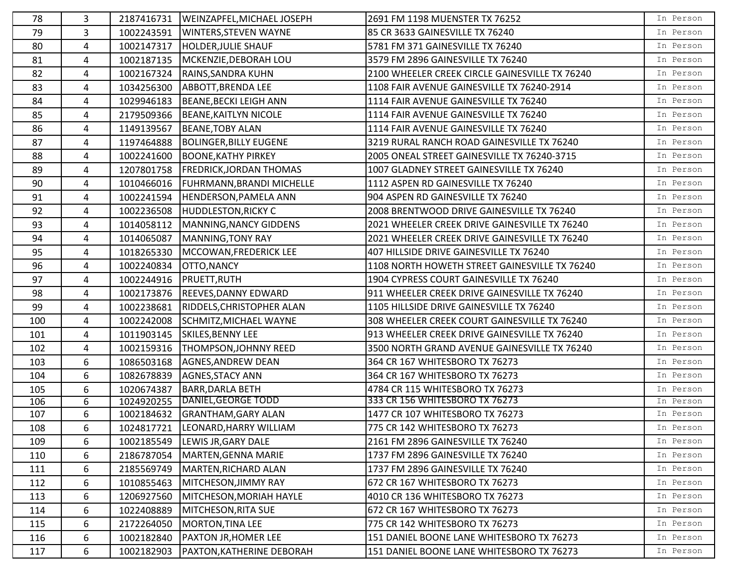| | | | | | |
|---|---|---|---|---|---|
| 78 | 3 | 2187416731 | WEINZAPFEL,MICHAEL JOSEPH | 2691 FM 1198 MUENSTER TX 76252 | In Person |
| 79 | 3 | 1002243591 | WINTERS,STEVEN WAYNE | 85 CR 3633 GAINESVILLE TX 76240 | In Person |
| 80 | 4 | 1002147317 | HOLDER,JULIE SHAUF | 5781 FM 371 GAINESVILLE TX 76240 | In Person |
| 81 | 4 | 1002187135 | MCKENZIE,DEBORAH LOU | 3579 FM 2896 GAINESVILLE TX 76240 | In Person |
| 82 | 4 | 1002167324 | RAINS,SANDRA KUHN | 2100 WHEELER CREEK CIRCLE GAINESVILLE TX 76240 | In Person |
| 83 | 4 | 1034256300 | ABBOTT,BRENDA LEE | 1108 FAIR AVENUE GAINESVILLE TX 76240-2914 | In Person |
| 84 | 4 | 1029946183 | BEANE,BECKI LEIGH ANN | 1114 FAIR AVENUE GAINESVILLE TX 76240 | In Person |
| 85 | 4 | 2179509366 | BEANE,KAITLYN NICOLE | 1114 FAIR AVENUE GAINESVILLE TX 76240 | In Person |
| 86 | 4 | 1149139567 | BEANE,TOBY ALAN | 1114 FAIR AVENUE GAINESVILLE TX 76240 | In Person |
| 87 | 4 | 1197464888 | BOLINGER,BILLY EUGENE | 3219 RURAL RANCH ROAD GAINESVILLE TX 76240 | In Person |
| 88 | 4 | 1002241600 | BOONE,KATHY PIRKEY | 2005 ONEAL STREET GAINESVILLE TX 76240-3715 | In Person |
| 89 | 4 | 1207801758 | FREDRICK,JORDAN THOMAS | 1007 GLADNEY STREET GAINESVILLE TX 76240 | In Person |
| 90 | 4 | 1010466016 | FUHRMANN,BRANDI MICHELLE | 1112 ASPEN RD GAINESVILLE TX 76240 | In Person |
| 91 | 4 | 1002241594 | HENDERSON,PAMELA ANN | 904 ASPEN RD GAINESVILLE TX 76240 | In Person |
| 92 | 4 | 1002236508 | HUDDLESTON,RICKY C | 2008 BRENTWOOD DRIVE GAINESVILLE TX 76240 | In Person |
| 93 | 4 | 1014058112 | MANNING,NANCY GIDDENS | 2021 WHEELER CREEK DRIVE GAINESVILLE TX 76240 | In Person |
| 94 | 4 | 1014065087 | MANNING,TONY RAY | 2021 WHEELER CREEK DRIVE GAINESVILLE TX 76240 | In Person |
| 95 | 4 | 1018265330 | MCCOWAN,FREDERICK LEE | 407 HILLSIDE DRIVE GAINESVILLE TX 76240 | In Person |
| 96 | 4 | 1002240834 | OTTO,NANCY | 1108 NORTH HOWETH STREET GAINESVILLE TX 76240 | In Person |
| 97 | 4 | 1002244916 | PRUETT,RUTH | 1904 CYPRESS COURT GAINESVILLE TX 76240 | In Person |
| 98 | 4 | 1002173876 | REEVES,DANNY EDWARD | 911 WHEELER CREEK DRIVE GAINESVILLE TX 76240 | In Person |
| 99 | 4 | 1002238681 | RIDDELS,CHRISTOPHER ALAN | 1105 HILLSIDE DRIVE GAINESVILLE TX 76240 | In Person |
| 100 | 4 | 1002242008 | SCHMITZ,MICHAEL WAYNE | 308 WHEELER CREEK COURT GAINESVILLE TX 76240 | In Person |
| 101 | 4 | 1011903145 | SKILES,BENNY LEE | 913 WHEELER CREEK DRIVE GAINESVILLE TX 76240 | In Person |
| 102 | 4 | 1002159316 | THOMPSON,JOHNNY REED | 3500 NORTH GRAND AVENUE GAINESVILLE TX 76240 | In Person |
| 103 | 6 | 1086503168 | AGNES,ANDREW DEAN | 364 CR 167 WHITESBORO TX 76273 | In Person |
| 104 | 6 | 1082678839 | AGNES,STACY ANN | 364 CR 167 WHITESBORO TX 76273 | In Person |
| 105 | 6 | 1020674387 | BARR,DARLA BETH | 4784 CR 115 WHITESBORO TX 76273 | In Person |
| 106 | 6 | 1024920255 | DANIEL,GEORGE TODD | 333 CR 156 WHITESBORO TX 76273 | In Person |
| 107 | 6 | 1002184632 | GRANTHAM,GARY ALAN | 1477 CR 107 WHITESBORO TX 76273 | In Person |
| 108 | 6 | 1024817721 | LEONARD,HARRY WILLIAM | 775 CR 142 WHITESBORO TX 76273 | In Person |
| 109 | 6 | 1002185549 | LEWIS JR,GARY DALE | 2161 FM 2896 GAINESVILLE TX 76240 | In Person |
| 110 | 6 | 2186787054 | MARTEN,GENNA MARIE | 1737 FM 2896 GAINESVILLE TX 76240 | In Person |
| 111 | 6 | 2185569749 | MARTEN,RICHARD ALAN | 1737 FM 2896 GAINESVILLE TX 76240 | In Person |
| 112 | 6 | 1010855463 | MITCHESON,JIMMY RAY | 672 CR 167 WHITESBORO TX 76273 | In Person |
| 113 | 6 | 1206927560 | MITCHESON,MORIAH HAYLE | 4010 CR 136 WHITESBORO TX 76273 | In Person |
| 114 | 6 | 1022408889 | MITCHESON,RITA SUE | 672 CR 167 WHITESBORO TX 76273 | In Person |
| 115 | 6 | 2172264050 | MORTON,TINA LEE | 775 CR 142 WHITESBORO TX 76273 | In Person |
| 116 | 6 | 1002182840 | PAXTON JR,HOMER LEE | 151 DANIEL BOONE LANE WHITESBORO TX 76273 | In Person |
| 117 | 6 | 1002182903 | PAXTON,KATHERINE DEBORAH | 151 DANIEL BOONE LANE WHITESBORO TX 76273 | In Person |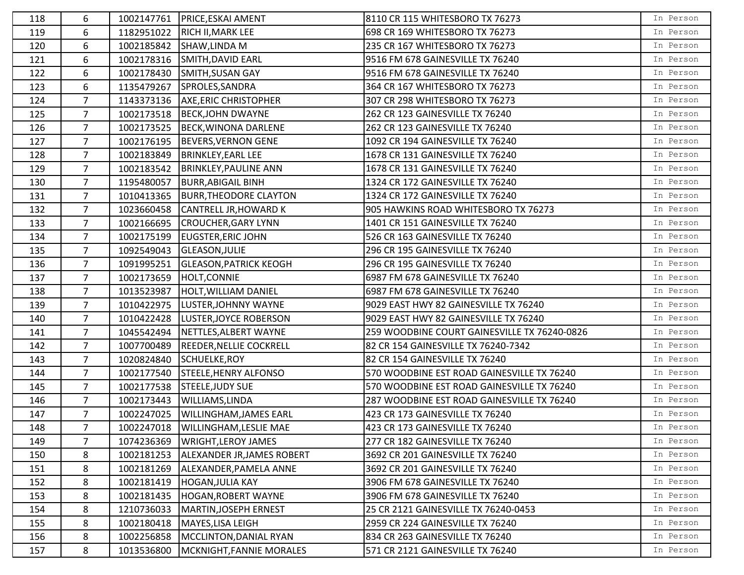| | | | | | |
|---|---|---|---|---|---|
| 118 | 6 | 1002147761 | PRICE,ESKAI AMENT | 8110 CR 115 WHITESBORO TX 76273 | In Person |
| 119 | 6 | 1182951022 | RICH II,MARK LEE | 698 CR 169 WHITESBORO TX 76273 | In Person |
| 120 | 6 | 1002185842 | SHAW,LINDA M | 235 CR 167 WHITESBORO TX 76273 | In Person |
| 121 | 6 | 1002178316 | SMITH,DAVID EARL | 9516 FM 678 GAINESVILLE TX 76240 | In Person |
| 122 | 6 | 1002178430 | SMITH,SUSAN GAY | 9516 FM 678 GAINESVILLE TX 76240 | In Person |
| 123 | 6 | 1135479267 | SPROLES,SANDRA | 364 CR 167 WHITESBORO TX 76273 | In Person |
| 124 | 7 | 1143373136 | AXE,ERIC CHRISTOPHER | 307 CR 298 WHITESBORO TX 76273 | In Person |
| 125 | 7 | 1002173518 | BECK,JOHN DWAYNE | 262 CR 123 GAINESVILLE TX 76240 | In Person |
| 126 | 7 | 1002173525 | BECK,WINONA DARLENE | 262 CR 123 GAINESVILLE TX 76240 | In Person |
| 127 | 7 | 1002176195 | BEVERS,VERNON GENE | 1092 CR 194 GAINESVILLE TX 76240 | In Person |
| 128 | 7 | 1002183849 | BRINKLEY,EARL LEE | 1678 CR 131 GAINESVILLE TX 76240 | In Person |
| 129 | 7 | 1002183542 | BRINKLEY,PAULINE ANN | 1678 CR 131 GAINESVILLE TX 76240 | In Person |
| 130 | 7 | 1195480057 | BURR,ABIGAIL BINH | 1324 CR 172 GAINESVILLE TX 76240 | In Person |
| 131 | 7 | 1010413365 | BURR,THEODORE CLAYTON | 1324 CR 172 GAINESVILLE TX 76240 | In Person |
| 132 | 7 | 1023660458 | CANTRELL JR,HOWARD K | 905 HAWKINS ROAD WHITESBORO TX 76273 | In Person |
| 133 | 7 | 1002166695 | CROUCHER,GARY LYNN | 1401 CR 151 GAINESVILLE TX 76240 | In Person |
| 134 | 7 | 1002175199 | EUGSTER,ERIC JOHN | 526 CR 163 GAINESVILLE TX 76240 | In Person |
| 135 | 7 | 1092549043 | GLEASON,JULIE | 296 CR 195 GAINESVILLE TX 76240 | In Person |
| 136 | 7 | 1091995251 | GLEASON,PATRICK KEOGH | 296 CR 195 GAINESVILLE TX 76240 | In Person |
| 137 | 7 | 1002173659 | HOLT,CONNIE | 6987 FM 678 GAINESVILLE TX 76240 | In Person |
| 138 | 7 | 1013523987 | HOLT,WILLIAM DANIEL | 6987 FM 678 GAINESVILLE TX 76240 | In Person |
| 139 | 7 | 1010422975 | LUSTER,JOHNNY WAYNE | 9029 EAST HWY 82 GAINESVILLE TX 76240 | In Person |
| 140 | 7 | 1010422428 | LUSTER,JOYCE ROBERSON | 9029 EAST HWY 82 GAINESVILLE TX 76240 | In Person |
| 141 | 7 | 1045542494 | NETTLES,ALBERT WAYNE | 259 WOODBINE COURT GAINESVILLE TX 76240-0826 | In Person |
| 142 | 7 | 1007700489 | REEDER,NELLIE COCKRELL | 82 CR 154 GAINESVILLE TX 76240-7342 | In Person |
| 143 | 7 | 1020824840 | SCHUELKE,ROY | 82 CR 154 GAINESVILLE TX 76240 | In Person |
| 144 | 7 | 1002177540 | STEELE,HENRY ALFONSO | 570 WOODBINE EST ROAD GAINESVILLE TX 76240 | In Person |
| 145 | 7 | 1002177538 | STEELE,JUDY SUE | 570 WOODBINE EST ROAD GAINESVILLE TX 76240 | In Person |
| 146 | 7 | 1002173443 | WILLIAMS,LINDA | 287 WOODBINE EST ROAD GAINESVILLE TX 76240 | In Person |
| 147 | 7 | 1002247025 | WILLINGHAM,JAMES EARL | 423 CR 173 GAINESVILLE TX 76240 | In Person |
| 148 | 7 | 1002247018 | WILLINGHAM,LESLIE MAE | 423 CR 173 GAINESVILLE TX 76240 | In Person |
| 149 | 7 | 1074236369 | WRIGHT,LEROY JAMES | 277 CR 182 GAINESVILLE TX 76240 | In Person |
| 150 | 8 | 1002181253 | ALEXANDER JR,JAMES ROBERT | 3692 CR 201 GAINESVILLE TX 76240 | In Person |
| 151 | 8 | 1002181269 | ALEXANDER,PAMELA ANNE | 3692 CR 201 GAINESVILLE TX 76240 | In Person |
| 152 | 8 | 1002181419 | HOGAN,JULIA KAY | 3906 FM 678 GAINESVILLE TX 76240 | In Person |
| 153 | 8 | 1002181435 | HOGAN,ROBERT WAYNE | 3906 FM 678 GAINESVILLE TX 76240 | In Person |
| 154 | 8 | 1210736033 | MARTIN,JOSEPH ERNEST | 25 CR 2121 GAINESVILLE TX 76240-0453 | In Person |
| 155 | 8 | 1002180418 | MAYES,LISA LEIGH | 2959 CR 224 GAINESVILLE TX 76240 | In Person |
| 156 | 8 | 1002256858 | MCCLINTON,DANIAL RYAN | 834 CR 263 GAINESVILLE TX 76240 | In Person |
| 157 | 8 | 1013536800 | MCKNIGHT,FANNIE MORALES | 571 CR 2121 GAINESVILLE TX 76240 | In Person |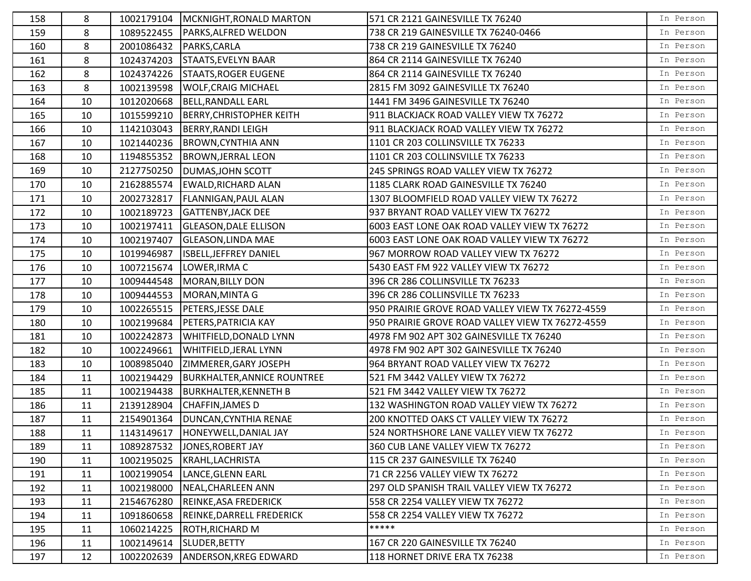| | | | | | |
|---|---|---|---|---|---|
| 158 | 8 | 1002179104 | MCKNIGHT,RONALD MARTON | 571 CR 2121 GAINESVILLE TX 76240 | In Person |
| 159 | 8 | 1089522455 | PARKS,ALFRED WELDON | 738 CR 219 GAINESVILLE TX 76240-0466 | In Person |
| 160 | 8 | 2001086432 | PARKS,CARLA | 738 CR 219 GAINESVILLE TX 76240 | In Person |
| 161 | 8 | 1024374203 | STAATS,EVELYN BAAR | 864 CR 2114 GAINESVILLE TX 76240 | In Person |
| 162 | 8 | 1024374226 | STAATS,ROGER EUGENE | 864 CR 2114 GAINESVILLE TX 76240 | In Person |
| 163 | 8 | 1002139598 | WOLF,CRAIG MICHAEL | 2815 FM 3092 GAINESVILLE TX 76240 | In Person |
| 164 | 10 | 1012020668 | BELL,RANDALL EARL | 1441 FM 3496 GAINESVILLE TX 76240 | In Person |
| 165 | 10 | 1015599210 | BERRY,CHRISTOPHER KEITH | 911 BLACKJACK ROAD VALLEY VIEW TX 76272 | In Person |
| 166 | 10 | 1142103043 | BERRY,RANDI LEIGH | 911 BLACKJACK ROAD VALLEY VIEW TX 76272 | In Person |
| 167 | 10 | 1021440236 | BROWN,CYNTHIA ANN | 1101 CR 203 COLLINSVILLE TX 76233 | In Person |
| 168 | 10 | 1194855352 | BROWN,JERRAL LEON | 1101 CR 203 COLLINSVILLE TX 76233 | In Person |
| 169 | 10 | 2127750250 | DUMAS,JOHN SCOTT | 245 SPRINGS ROAD VALLEY VIEW TX 76272 | In Person |
| 170 | 10 | 2162885574 | EWALD,RICHARD ALAN | 1185 CLARK ROAD GAINESVILLE TX 76240 | In Person |
| 171 | 10 | 2002732817 | FLANNIGAN,PAUL ALAN | 1307 BLOOMFIELD ROAD VALLEY VIEW TX 76272 | In Person |
| 172 | 10 | 1002189723 | GATTENBY,JACK DEE | 937 BRYANT ROAD VALLEY VIEW TX 76272 | In Person |
| 173 | 10 | 1002197411 | GLEASON,DALE ELLISON | 6003 EAST LONE OAK ROAD VALLEY VIEW TX 76272 | In Person |
| 174 | 10 | 1002197407 | GLEASON,LINDA MAE | 6003 EAST LONE OAK ROAD VALLEY VIEW TX 76272 | In Person |
| 175 | 10 | 1019946987 | ISBELL,JEFFREY DANIEL | 967 MORROW ROAD VALLEY VIEW TX 76272 | In Person |
| 176 | 10 | 1007215674 | LOWER,IRMA C | 5430 EAST FM 922 VALLEY VIEW TX 76272 | In Person |
| 177 | 10 | 1009444548 | MORAN,BILLY DON | 396 CR 286 COLLINSVILLE TX 76233 | In Person |
| 178 | 10 | 1009444553 | MORAN,MINTA G | 396 CR 286 COLLINSVILLE TX 76233 | In Person |
| 179 | 10 | 1002265515 | PETERS,JESSE DALE | 950 PRAIRIE GROVE ROAD VALLEY VIEW TX 76272-4559 | In Person |
| 180 | 10 | 1002199684 | PETERS,PATRICIA KAY | 950 PRAIRIE GROVE ROAD VALLEY VIEW TX 76272-4559 | In Person |
| 181 | 10 | 1002242873 | WHITFIELD,DONALD LYNN | 4978 FM 902 APT 302 GAINESVILLE TX 76240 | In Person |
| 182 | 10 | 1002249661 | WHITFIELD,JERAL LYNN | 4978 FM 902 APT 302 GAINESVILLE TX 76240 | In Person |
| 183 | 10 | 1008985040 | ZIMMERER,GARY JOSEPH | 964 BRYANT ROAD VALLEY VIEW TX 76272 | In Person |
| 184 | 11 | 1002194429 | BURKHALTER,ANNICE ROUNTREE | 521 FM 3442 VALLEY VIEW TX 76272 | In Person |
| 185 | 11 | 1002194438 | BURKHALTER,KENNETH B | 521 FM 3442 VALLEY VIEW TX 76272 | In Person |
| 186 | 11 | 2139128904 | CHAFFIN,JAMES D | 132 WASHINGTON ROAD VALLEY VIEW TX 76272 | In Person |
| 187 | 11 | 2154901364 | DUNCAN,CYNTHIA RENAE | 200 KNOTTED OAKS CT VALLEY VIEW TX 76272 | In Person |
| 188 | 11 | 1143149617 | HONEYWELL,DANIAL JAY | 524 NORTHSHORE LANE VALLEY VIEW TX 76272 | In Person |
| 189 | 11 | 1089287532 | JONES,ROBERT JAY | 360 CUB LANE VALLEY VIEW TX 76272 | In Person |
| 190 | 11 | 1002195025 | KRAHL,LACHRISTA | 115 CR 237 GAINESVILLE TX 76240 | In Person |
| 191 | 11 | 1002199054 | LANCE,GLENN EARL | 71 CR 2256 VALLEY VIEW TX 76272 | In Person |
| 192 | 11 | 1002198000 | NEAL,CHARLEEN ANN | 297 OLD SPANISH TRAIL VALLEY VIEW TX 76272 | In Person |
| 193 | 11 | 2154676280 | REINKE,ASA FREDERICK | 558 CR 2254 VALLEY VIEW TX 76272 | In Person |
| 194 | 11 | 1091860658 | REINKE,DARRELL FREDERICK | 558 CR 2254 VALLEY VIEW TX 76272 | In Person |
| 195 | 11 | 1060214225 | ROTH,RICHARD M | ***** | In Person |
| 196 | 11 | 1002149614 | SLUDER,BETTY | 167 CR 220 GAINESVILLE TX 76240 | In Person |
| 197 | 12 | 1002202639 | ANDERSON,KREG EDWARD | 118 HORNET DRIVE ERA TX 76238 | In Person |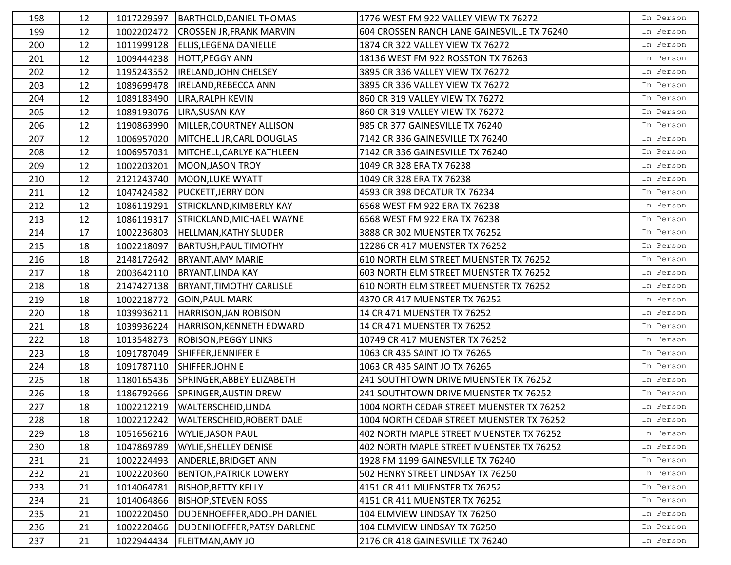| | | | | | |
|---|---|---|---|---|---|
| 198 | 12 | 1017229597 | BARTHOLD,DANIEL THOMAS | 1776 WEST FM 922 VALLEY VIEW TX 76272 | In Person |
| 199 | 12 | 1002202472 | CROSSEN JR,FRANK MARVIN | 604 CROSSEN RANCH LANE GAINESVILLE TX 76240 | In Person |
| 200 | 12 | 1011999128 | ELLIS,LEGENA DANIELLE | 1874 CR 322 VALLEY VIEW TX 76272 | In Person |
| 201 | 12 | 1009444238 | HOTT,PEGGY ANN | 18136 WEST FM 922 ROSSTON TX 76263 | In Person |
| 202 | 12 | 1195243552 | IRELAND,JOHN CHELSEY | 3895 CR 336 VALLEY VIEW TX 76272 | In Person |
| 203 | 12 | 1089699478 | IRELAND,REBECCA ANN | 3895 CR 336 VALLEY VIEW TX 76272 | In Person |
| 204 | 12 | 1089183490 | LIRA,RALPH KEVIN | 860 CR 319 VALLEY VIEW TX 76272 | In Person |
| 205 | 12 | 1089193076 | LIRA,SUSAN KAY | 860 CR 319 VALLEY VIEW TX 76272 | In Person |
| 206 | 12 | 1190863990 | MILLER,COURTNEY ALLISON | 985 CR 377 GAINESVILLE TX 76240 | In Person |
| 207 | 12 | 1006957020 | MITCHELL JR,CARL DOUGLAS | 7142 CR 336 GAINESVILLE TX 76240 | In Person |
| 208 | 12 | 1006957031 | MITCHELL,CARLYE KATHLEEN | 7142 CR 336 GAINESVILLE TX 76240 | In Person |
| 209 | 12 | 1002203201 | MOON,JASON TROY | 1049 CR 328 ERA TX 76238 | In Person |
| 210 | 12 | 2121243740 | MOON,LUKE WYATT | 1049 CR 328 ERA TX 76238 | In Person |
| 211 | 12 | 1047424582 | PUCKETT,JERRY DON | 4593 CR 398 DECATUR TX 76234 | In Person |
| 212 | 12 | 1086119291 | STRICKLAND,KIMBERLY KAY | 6568 WEST FM 922 ERA TX 76238 | In Person |
| 213 | 12 | 1086119317 | STRICKLAND,MICHAEL WAYNE | 6568 WEST FM 922 ERA TX 76238 | In Person |
| 214 | 17 | 1002236803 | HELLMAN,KATHY SLUDER | 3888 CR 302 MUENSTER TX 76252 | In Person |
| 215 | 18 | 1002218097 | BARTUSH,PAUL TIMOTHY | 12286 CR 417 MUENSTER TX 76252 | In Person |
| 216 | 18 | 2148172642 | BRYANT,AMY MARIE | 610 NORTH ELM STREET MUENSTER TX 76252 | In Person |
| 217 | 18 | 2003642110 | BRYANT,LINDA KAY | 603 NORTH ELM STREET MUENSTER TX 76252 | In Person |
| 218 | 18 | 2147427138 | BRYANT,TIMOTHY CARLISLE | 610 NORTH ELM STREET MUENSTER TX 76252 | In Person |
| 219 | 18 | 1002218772 | GOIN,PAUL MARK | 4370 CR 417 MUENSTER TX 76252 | In Person |
| 220 | 18 | 1039936211 | HARRISON,JAN ROBISON | 14 CR 471 MUENSTER TX 76252 | In Person |
| 221 | 18 | 1039936224 | HARRISON,KENNETH EDWARD | 14 CR 471 MUENSTER TX 76252 | In Person |
| 222 | 18 | 1013548273 | ROBISON,PEGGY LINKS | 10749 CR 417 MUENSTER TX 76252 | In Person |
| 223 | 18 | 1091787049 | SHIFFER,JENNIFER E | 1063 CR 435 SAINT JO TX 76265 | In Person |
| 224 | 18 | 1091787110 | SHIFFER,JOHN E | 1063 CR 435 SAINT JO TX 76265 | In Person |
| 225 | 18 | 1180165436 | SPRINGER,ABBEY ELIZABETH | 241 SOUTHTOWN DRIVE MUENSTER TX 76252 | In Person |
| 226 | 18 | 1186792666 | SPRINGER,AUSTIN DREW | 241 SOUTHTOWN DRIVE MUENSTER TX 76252 | In Person |
| 227 | 18 | 1002212219 | WALTERSCHEID,LINDA | 1004 NORTH CEDAR STREET MUENSTER TX 76252 | In Person |
| 228 | 18 | 1002212242 | WALTERSCHEID,ROBERT DALE | 1004 NORTH CEDAR STREET MUENSTER TX 76252 | In Person |
| 229 | 18 | 1051656216 | WYLIE,JASON PAUL | 402 NORTH MAPLE STREET MUENSTER TX 76252 | In Person |
| 230 | 18 | 1047869789 | WYLIE,SHELLEY DENISE | 402 NORTH MAPLE STREET MUENSTER TX 76252 | In Person |
| 231 | 21 | 1002224493 | ANDERLE,BRIDGET ANN | 1928 FM 1199 GAINESVILLE TX 76240 | In Person |
| 232 | 21 | 1002220360 | BENTON,PATRICK LOWERY | 502 HENRY STREET LINDSAY TX 76250 | In Person |
| 233 | 21 | 1014064781 | BISHOP,BETTY KELLY | 4151 CR 411 MUENSTER TX 76252 | In Person |
| 234 | 21 | 1014064866 | BISHOP,STEVEN ROSS | 4151 CR 411 MUENSTER TX 76252 | In Person |
| 235 | 21 | 1002220450 | DUDENHOEFFER,ADOLPH DANIEL | 104 ELMVIEW LINDSAY TX 76250 | In Person |
| 236 | 21 | 1002220466 | DUDENHOEFFER,PATSY DARLENE | 104 ELMVIEW LINDSAY TX 76250 | In Person |
| 237 | 21 | 1022944434 | FLEITMAN,AMY JO | 2176 CR 418 GAINESVILLE TX 76240 | In Person |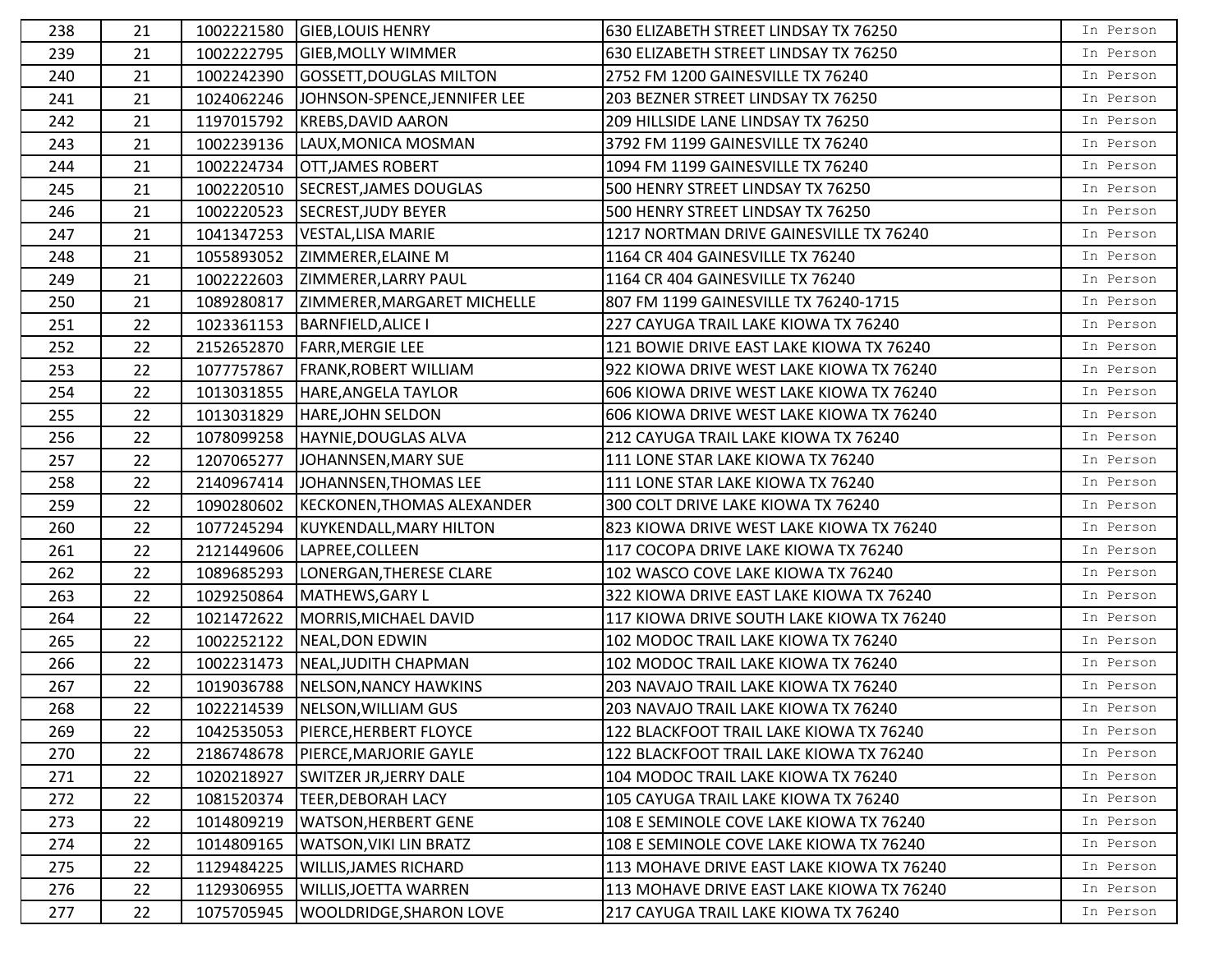| | | | | | |
|---|---|---|---|---|---|
| 238 | 21 | 1002221580 | GIEB,LOUIS HENRY | 630 ELIZABETH STREET LINDSAY TX 76250 | In Person |
| 239 | 21 | 1002222795 | GIEB,MOLLY WIMMER | 630 ELIZABETH STREET LINDSAY TX 76250 | In Person |
| 240 | 21 | 1002242390 | GOSSETT,DOUGLAS MILTON | 2752 FM 1200 GAINESVILLE TX 76240 | In Person |
| 241 | 21 | 1024062246 | JOHNSON-SPENCE,JENNIFER LEE | 203 BEZNER STREET LINDSAY TX 76250 | In Person |
| 242 | 21 | 1197015792 | KREBS,DAVID AARON | 209 HILLSIDE LANE LINDSAY TX 76250 | In Person |
| 243 | 21 | 1002239136 | LAUX,MONICA MOSMAN | 3792 FM 1199 GAINESVILLE TX 76240 | In Person |
| 244 | 21 | 1002224734 | OTT,JAMES ROBERT | 1094 FM 1199 GAINESVILLE TX 76240 | In Person |
| 245 | 21 | 1002220510 | SECREST,JAMES DOUGLAS | 500 HENRY STREET LINDSAY TX 76250 | In Person |
| 246 | 21 | 1002220523 | SECREST,JUDY BEYER | 500 HENRY STREET LINDSAY TX 76250 | In Person |
| 247 | 21 | 1041347253 | VESTAL,LISA MARIE | 1217 NORTMAN DRIVE GAINESVILLE TX 76240 | In Person |
| 248 | 21 | 1055893052 | ZIMMERER,ELAINE M | 1164 CR 404 GAINESVILLE TX 76240 | In Person |
| 249 | 21 | 1002222603 | ZIMMERER,LARRY PAUL | 1164 CR 404 GAINESVILLE TX 76240 | In Person |
| 250 | 21 | 1089280817 | ZIMMERER,MARGARET MICHELLE | 807 FM 1199 GAINESVILLE TX 76240-1715 | In Person |
| 251 | 22 | 1023361153 | BARNFIELD,ALICE I | 227 CAYUGA TRAIL LAKE KIOWA TX 76240 | In Person |
| 252 | 22 | 2152652870 | FARR,MERGIE LEE | 121 BOWIE DRIVE EAST LAKE KIOWA TX 76240 | In Person |
| 253 | 22 | 1077757867 | FRANK,ROBERT WILLIAM | 922 KIOWA DRIVE WEST LAKE KIOWA TX 76240 | In Person |
| 254 | 22 | 1013031855 | HARE,ANGELA TAYLOR | 606 KIOWA DRIVE WEST LAKE KIOWA TX 76240 | In Person |
| 255 | 22 | 1013031829 | HARE,JOHN SELDON | 606 KIOWA DRIVE WEST LAKE KIOWA TX 76240 | In Person |
| 256 | 22 | 1078099258 | HAYNIE,DOUGLAS ALVA | 212 CAYUGA TRAIL LAKE KIOWA TX 76240 | In Person |
| 257 | 22 | 1207065277 | JOHANNSEN,MARY SUE | 111 LONE STAR LAKE KIOWA TX 76240 | In Person |
| 258 | 22 | 2140967414 | JOHANNSEN,THOMAS LEE | 111 LONE STAR LAKE KIOWA TX 76240 | In Person |
| 259 | 22 | 1090280602 | KECKONEN,THOMAS ALEXANDER | 300 COLT DRIVE LAKE KIOWA TX 76240 | In Person |
| 260 | 22 | 1077245294 | KUYKENDALL,MARY HILTON | 823 KIOWA DRIVE WEST LAKE KIOWA TX 76240 | In Person |
| 261 | 22 | 2121449606 | LAPREE,COLLEEN | 117 COCOPA DRIVE LAKE KIOWA TX 76240 | In Person |
| 262 | 22 | 1089685293 | LONERGAN,THERESE CLARE | 102 WASCO COVE LAKE KIOWA TX 76240 | In Person |
| 263 | 22 | 1029250864 | MATHEWS,GARY L | 322 KIOWA DRIVE EAST LAKE KIOWA TX 76240 | In Person |
| 264 | 22 | 1021472622 | MORRIS,MICHAEL DAVID | 117 KIOWA DRIVE SOUTH LAKE KIOWA TX 76240 | In Person |
| 265 | 22 | 1002252122 | NEAL,DON EDWIN | 102 MODOC TRAIL LAKE KIOWA TX 76240 | In Person |
| 266 | 22 | 1002231473 | NEAL,JUDITH CHAPMAN | 102 MODOC TRAIL LAKE KIOWA TX 76240 | In Person |
| 267 | 22 | 1019036788 | NELSON,NANCY HAWKINS | 203 NAVAJO TRAIL LAKE KIOWA TX 76240 | In Person |
| 268 | 22 | 1022214539 | NELSON,WILLIAM GUS | 203 NAVAJO TRAIL LAKE KIOWA TX 76240 | In Person |
| 269 | 22 | 1042535053 | PIERCE,HERBERT FLOYCE | 122 BLACKFOOT TRAIL LAKE KIOWA TX 76240 | In Person |
| 270 | 22 | 2186748678 | PIERCE,MARJORIE GAYLE | 122 BLACKFOOT TRAIL LAKE KIOWA TX 76240 | In Person |
| 271 | 22 | 1020218927 | SWITZER JR,JERRY DALE | 104 MODOC TRAIL LAKE KIOWA TX 76240 | In Person |
| 272 | 22 | 1081520374 | TEER,DEBORAH LACY | 105 CAYUGA TRAIL LAKE KIOWA TX 76240 | In Person |
| 273 | 22 | 1014809219 | WATSON,HERBERT GENE | 108 E SEMINOLE COVE LAKE KIOWA TX 76240 | In Person |
| 274 | 22 | 1014809165 | WATSON,VIKI LIN BRATZ | 108 E SEMINOLE COVE LAKE KIOWA TX 76240 | In Person |
| 275 | 22 | 1129484225 | WILLIS,JAMES RICHARD | 113 MOHAVE DRIVE EAST LAKE KIOWA TX 76240 | In Person |
| 276 | 22 | 1129306955 | WILLIS,JOETTA WARREN | 113 MOHAVE DRIVE EAST LAKE KIOWA TX 76240 | In Person |
| 277 | 22 | 1075705945 | WOOLDRIDGE,SHARON LOVE | 217 CAYUGA TRAIL LAKE KIOWA TX 76240 | In Person |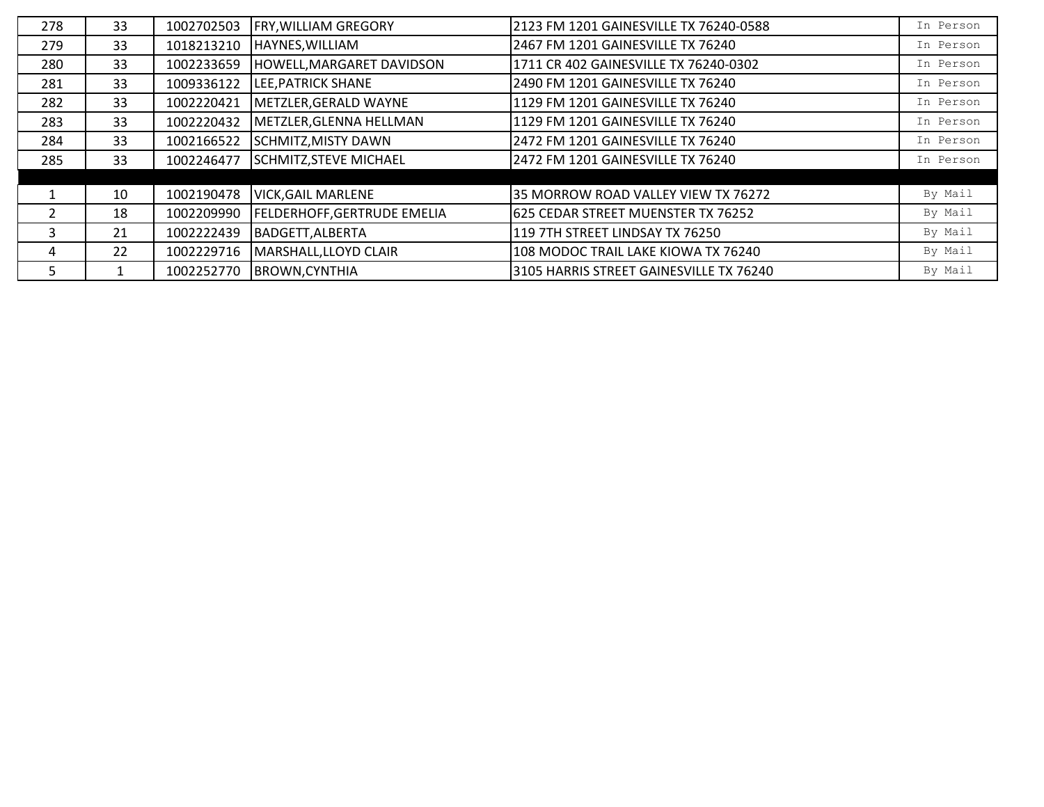| | | | | | |
|---|---|---|---|---|---|
| 278 | 33 | 1002702503 | FRY,WILLIAM GREGORY | 2123 FM 1201 GAINESVILLE TX 76240-0588 | In Person |
| 279 | 33 | 1018213210 | HAYNES,WILLIAM | 2467 FM 1201 GAINESVILLE TX 76240 | In Person |
| 280 | 33 | 1002233659 | HOWELL,MARGARET DAVIDSON | 1711 CR 402 GAINESVILLE TX 76240-0302 | In Person |
| 281 | 33 | 1009336122 | LEE,PATRICK SHANE | 2490 FM 1201 GAINESVILLE TX 76240 | In Person |
| 282 | 33 | 1002220421 | METZLER,GERALD WAYNE | 1129 FM 1201 GAINESVILLE TX 76240 | In Person |
| 283 | 33 | 1002220432 | METZLER,GLENNA HELLMAN | 1129 FM 1201 GAINESVILLE TX 76240 | In Person |
| 284 | 33 | 1002166522 | SCHMITZ,MISTY DAWN | 2472 FM 1201 GAINESVILLE TX 76240 | In Person |
| 285 | 33 | 1002246477 | SCHMITZ,STEVE MICHAEL | 2472 FM 1201 GAINESVILLE TX 76240 | In Person |
| | | | | | |
| 1 | 10 | 1002190478 | VICK,GAIL MARLENE | 35 MORROW ROAD VALLEY VIEW TX 76272 | By Mail |
| 2 | 18 | 1002209990 | FELDERHOFF,GERTRUDE EMELIA | 625 CEDAR STREET MUENSTER TX 76252 | By Mail |
| 3 | 21 | 1002222439 | BADGETT,ALBERTA | 119 7TH STREET LINDSAY TX 76250 | By Mail |
| 4 | 22 | 1002229716 | MARSHALL,LLOYD CLAIR | 108 MODOC TRAIL LAKE KIOWA TX 76240 | By Mail |
| 5 | 1 | 1002252770 | BROWN,CYNTHIA | 3105 HARRIS STREET GAINESVILLE TX 76240 | By Mail |